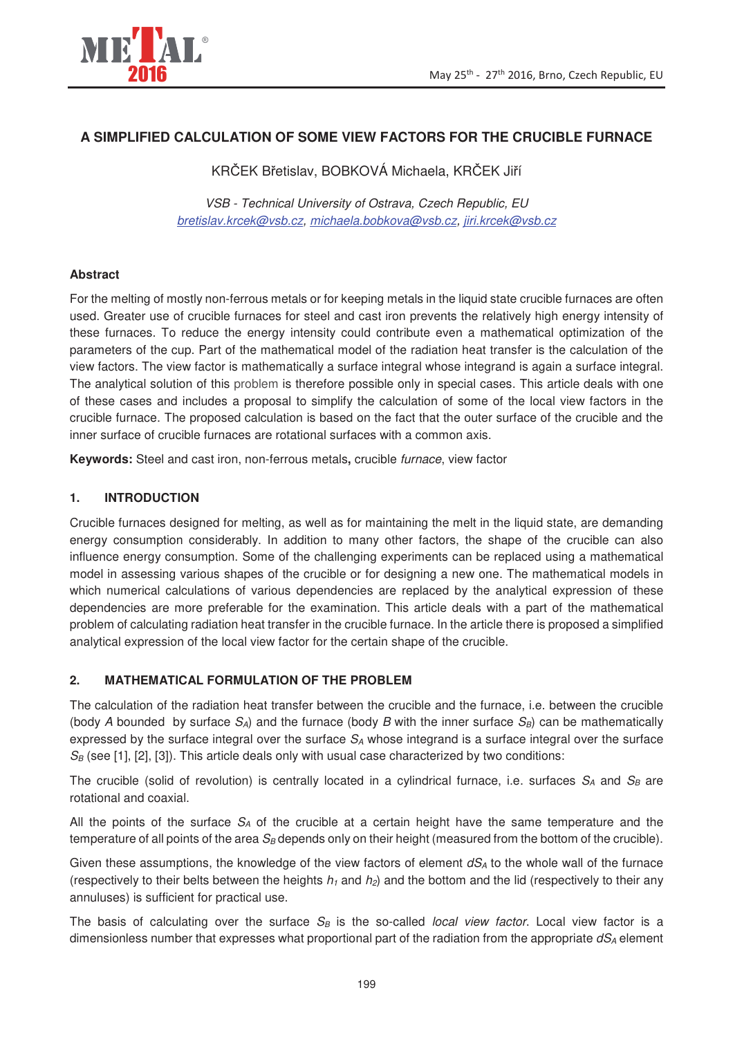# A SIMPLIFIED CALCULATION OF SOME VIEW FACTORS FOR THE CRUCIBLE FURNACE

KRČEK Břetislav, BOBKOVÁ Michaela, KRČEK Jiří

*VSB - Technical University of Ostrava, Czech Republic, EU*
bretislav.krcek@vsb.cz, michaela.bobkova@vsb.cz, jiri.krcek@vsb.cz

## Abstract

For the melting of mostly non-ferrous metals or for keeping metals in the liquid state crucible furnaces are often used. Greater use of crucible furnaces for steel and cast iron prevents the relatively high energy intensity of these furnaces. To reduce the energy intensity could contribute even a mathematical optimization of the parameters of the cup. Part of the mathematical model of the radiation heat transfer is the calculation of the view factors. The view factor is mathematically a surface integral whose integrand is again a surface integral. The analytical solution of this problem is therefore possible only in special cases. This article deals with one of these cases and includes a proposal to simplify the calculation of some of the local view factors in the crucible furnace. The proposed calculation is based on the fact that the outer surface of the crucible and the inner surface of crucible furnaces are rotational surfaces with a common axis.

**Keywords:** Steel and cast iron, non-ferrous metals**,** crucible *furnace*, view factor

## 1. INTRODUCTION

Crucible furnaces designed for melting, as well as for maintaining the melt in the liquid state, are demanding energy consumption considerably. In addition to many other factors, the shape of the crucible can also influence energy consumption. Some of the challenging experiments can be replaced using a mathematical model in assessing various shapes of the crucible or for designing a new one. The mathematical models in which numerical calculations of various dependencies are replaced by the analytical expression of these dependencies are more preferable for the examination. This article deals with a part of the mathematical problem of calculating radiation heat transfer in the crucible furnace. In the article there is proposed a simplified analytical expression of the local view factor for the certain shape of the crucible.

## 2. MATHEMATICAL FORMULATION OF THE PROBLEM

The calculation of the radiation heat transfer between the crucible and the furnace, i.e. between the crucible (body *A* bounded by surface $S_A$) and the furnace (body *B* with the inner surface $S_B$) can be mathematically expressed by the surface integral over the surface $S_A$ whose integrand is a surface integral over the surface $S_B$ (see [1], [2], [3]). This article deals only with usual case characterized by two conditions:

The crucible (solid of revolution) is centrally located in a cylindrical furnace, i.e. surfaces $S_A$ and $S_B$ are rotational and coaxial.

All the points of the surface $S_A$ of the crucible at a certain height have the same temperature and the temperature of all points of the area $S_B$ depends only on their height (measured from the bottom of the crucible).

Given these assumptions, the knowledge of the view factors of element $dS_A$ to the whole wall of the furnace (respectively to their belts between the heights $h_1$ and $h_2$) and the bottom and the lid (respectively to their any annuluses) is sufficient for practical use.

The basis of calculating over the surface $S_B$ is the so-called *local view factor*. Local view factor is a dimensionless number that expresses what proportional part of the radiation from the appropriate $dS_A$ element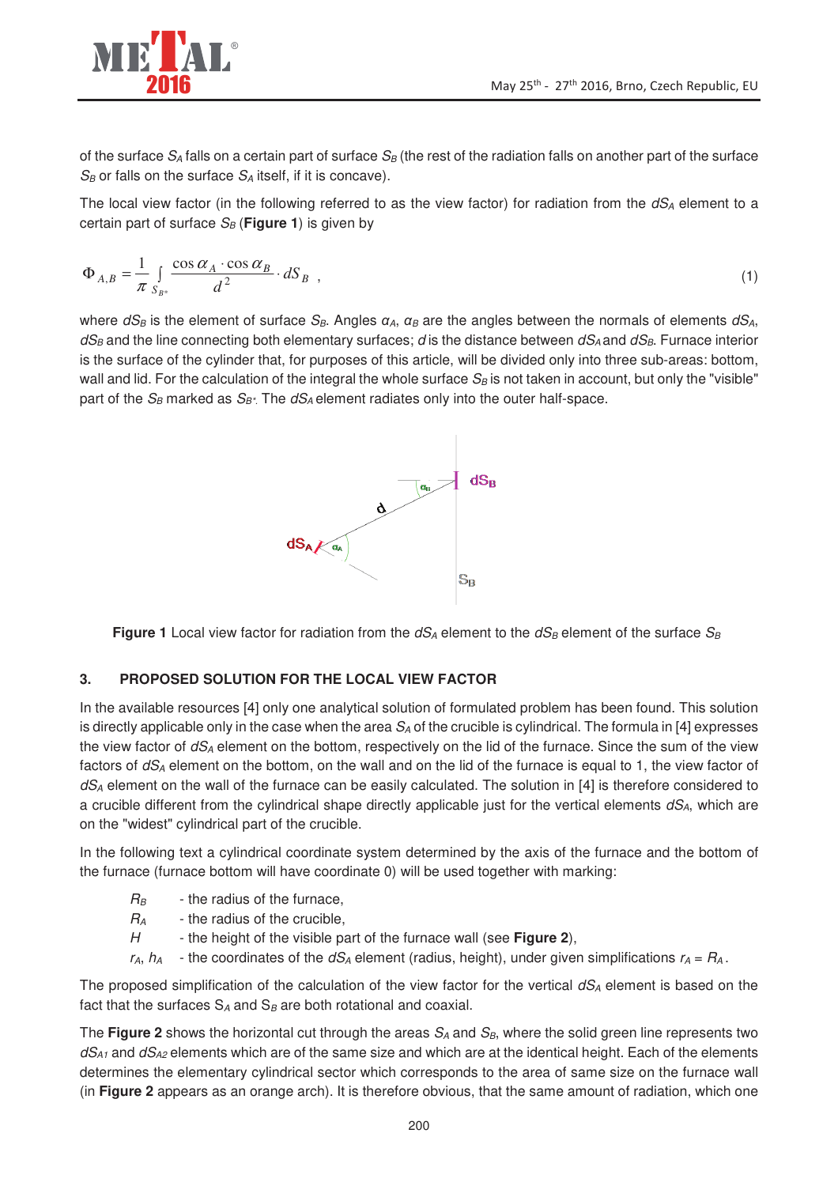of the surface $S_A$ falls on a certain part of surface $S_B$ (the rest of the radiation falls on another part of the surface $S_B$ or falls on the surface $S_A$ itself, if it is concave).

The local view factor (in the following referred to as the view factor) for radiation from the $dS_A$ element to a certain part of surface $S_B$ (**Figure 1**) is given by

$$\Phi_{A,B} = \frac{1}{\pi} \int_{S_{B^*}} \frac{\cos\alpha_A \cdot \cos\alpha_B}{d^2} \cdot dS_B \ , \tag{1}$$

where $dS_B$ is the element of surface $S_B$. Angles $\alpha_A$, $\alpha_B$ are the angles between the normals of elements $dS_A$, $dS_B$ and the line connecting both elementary surfaces; $d$ is the distance between $dS_A$ and $dS_B$. Furnace interior is the surface of the cylinder that, for purposes of this article, will be divided only into three sub-areas: bottom, wall and lid. For the calculation of the integral the whole surface $S_B$ is not taken in account, but only the "visible" part of the $S_B$ marked as $S_{B^*}$. The $dS_A$ element radiates only into the outer half-space.

**Figure 1** Local view factor for radiation from the $dS_A$ element to the $dS_B$ element of the surface $S_B$

## 3. PROPOSED SOLUTION FOR THE LOCAL VIEW FACTOR

In the available resources [4] only one analytical solution of formulated problem has been found. This solution is directly applicable only in the case when the area $S_A$ of the crucible is cylindrical. The formula in [4] expresses the view factor of $dS_A$ element on the bottom, respectively on the lid of the furnace. Since the sum of the view factors of $dS_A$ element on the bottom, on the wall and on the lid of the furnace is equal to 1, the view factor of $dS_A$ element on the wall of the furnace can be easily calculated. The solution in [4] is therefore considered to a crucible different from the cylindrical shape directly applicable just for the vertical elements $dS_A$, which are on the "widest" cylindrical part of the crucible.

In the following text a cylindrical coordinate system determined by the axis of the furnace and the bottom of the furnace (furnace bottom will have coordinate 0) will be used together with marking:

- $R_B$ - the radius of the furnace,
- $R_A$ - the radius of the crucible,
- $H$ - the height of the visible part of the furnace wall (see **Figure 2**),
- $r_A$, $h_A$ - the coordinates of the $dS_A$ element (radius, height), under given simplifications $r_A = R_A$.

The proposed simplification of the calculation of the view factor for the vertical $dS_A$ element is based on the fact that the surfaces $S_A$ and $S_B$ are both rotational and coaxial.

The **Figure 2** shows the horizontal cut through the areas $S_A$ and $S_B$, where the solid green line represents two $dS_{A1}$ and $dS_{A2}$ elements which are of the same size and which are at the identical height. Each of the elements determines the elementary cylindrical sector which corresponds to the area of same size on the furnace wall (in **Figure 2** appears as an orange arch). It is therefore obvious, that the same amount of radiation, which one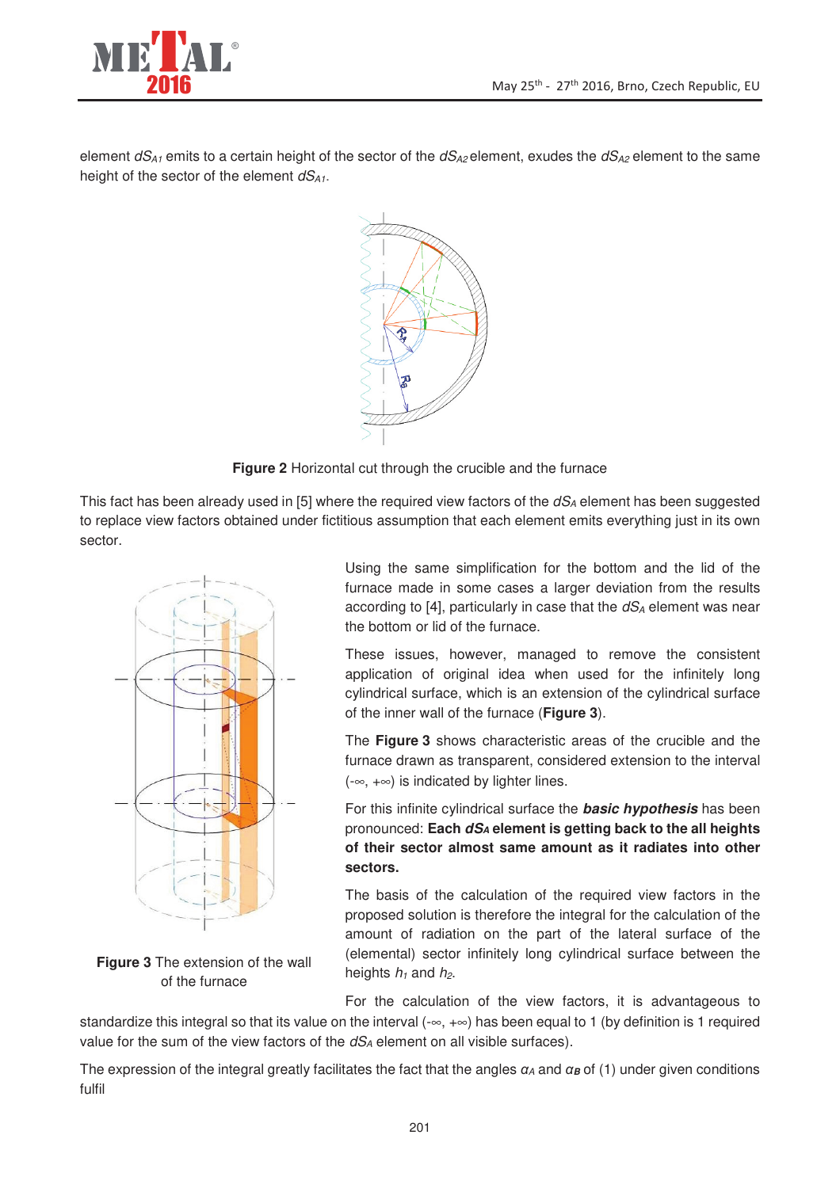element $dS_{A1}$ emits to a certain height of the sector of the $dS_{A2}$ element, exudes the $dS_{A2}$ element to the same height of the sector of the element $dS_{A1}$.

**Figure 2** Horizontal cut through the crucible and the furnace

This fact has been already used in [5] where the required view factors of the $dS_A$ element has been suggested to replace view factors obtained under fictitious assumption that each element emits everything just in its own sector.

Using the same simplification for the bottom and the lid of the furnace made in some cases a larger deviation from the results according to [4], particularly in case that the $dS_A$ element was near the bottom or lid of the furnace.

These issues, however, managed to remove the consistent application of original idea when used for the infinitely long cylindrical surface, which is an extension of the cylindrical surface of the inner wall of the furnace (**Figure 3**).

The **Figure 3** shows characteristic areas of the crucible and the furnace drawn as transparent, considered extension to the interval (-∞, +∞) is indicated by lighter lines.

For this infinite cylindrical surface the ***basic hypothesis*** has been pronounced: **Each $dS_A$ element is getting back to the all heights of their sector almost same amount as it radiates into other sectors.**

The basis of the calculation of the required view factors in the proposed solution is therefore the integral for the calculation of the amount of radiation on the part of the lateral surface of the (elemental) sector infinitely long cylindrical surface between the heights $h_1$ and $h_2$.

**Figure 3** The extension of the wall of the furnace

For the calculation of the view factors, it is advantageous to standardize this integral so that its value on the interval (-∞, +∞) has been equal to 1 (by definition is 1 required value for the sum of the view factors of the $dS_A$ element on all visible surfaces).

The expression of the integral greatly facilitates the fact that the angles $\alpha_A$ and $\alpha_B$ of (1) under given conditions fulfil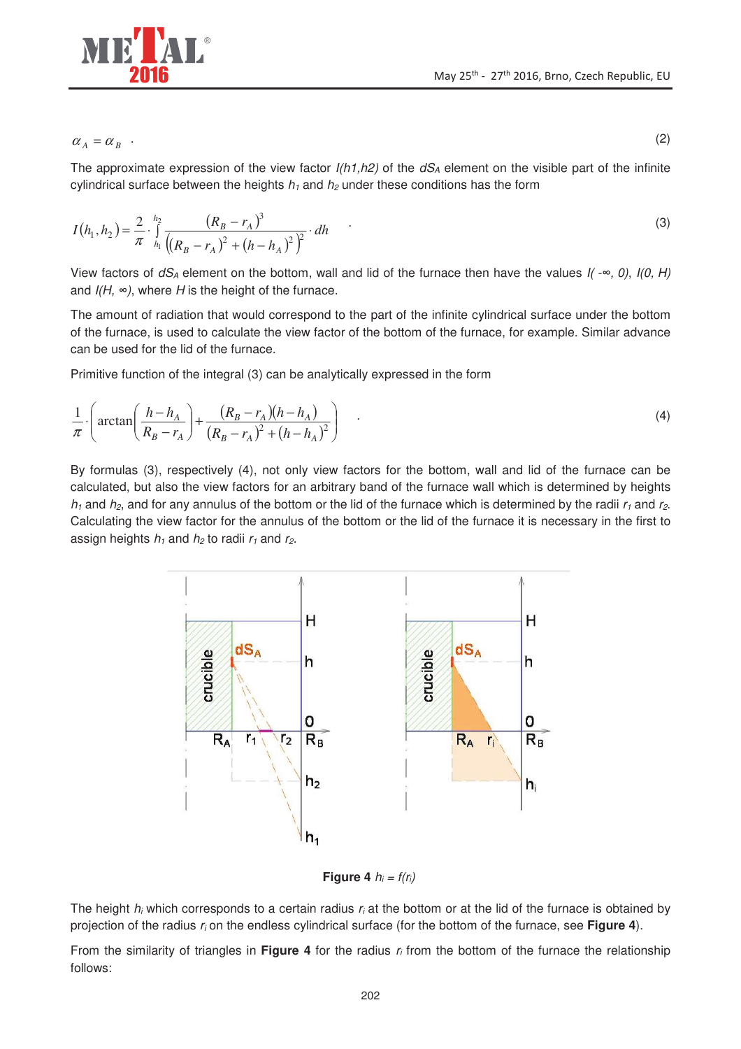$$\alpha_A = \alpha_B \quad . \tag{2}$$

The approximate expression of the view factor $I(h1,h2)$ of the $dS_A$ element on the visible part of the infinite cylindrical surface between the heights $h_1$ and $h_2$ under these conditions has the form

$$I(h_1, h_2) = \frac{2}{\pi} \cdot \int_{h_1}^{h_2} \frac{(R_B - r_A)^3}{\left((R_B - r_A)^2 + (h - h_A)^2\right)^2} \cdot dh \quad . \tag{3}$$

View factors of $dS_A$ element on the bottom, wall and lid of the furnace then have the values $I(-\infty, 0)$, $I(0, H)$ and $I(H, \infty)$, where $H$ is the height of the furnace.

The amount of radiation that would correspond to the part of the infinite cylindrical surface under the bottom of the furnace, is used to calculate the view factor of the bottom of the furnace, for example. Similar advance can be used for the lid of the furnace.

Primitive function of the integral (3) can be analytically expressed in the form

$$\frac{1}{\pi} \cdot \left( \arctan\left( \frac{h - h_A}{R_B - r_A} \right) + \frac{(R_B - r_A)(h - h_A)}{(R_B - r_A)^2 + (h - h_A)^2} \right) \quad . \tag{4}$$

By formulas (3), respectively (4), not only view factors for the bottom, wall and lid of the furnace can be calculated, but also the view factors for an arbitrary band of the furnace wall which is determined by heights $h_1$ and $h_2$, and for any annulus of the bottom or the lid of the furnace which is determined by the radii $r_1$ and $r_2$. Calculating the view factor for the annulus of the bottom or the lid of the furnace it is necessary in the first to assign heights $h_1$ and $h_2$ to radii $r_1$ and $r_2$.

**Figure 4** $h_i = f(r_i)$

The height $h_i$ which corresponds to a certain radius $r_i$ at the bottom or at the lid of the furnace is obtained by projection of the radius $r_i$ on the endless cylindrical surface (for the bottom of the furnace, see **Figure 4**).

From the similarity of triangles in **Figure 4** for the radius $r_i$ from the bottom of the furnace the relationship follows: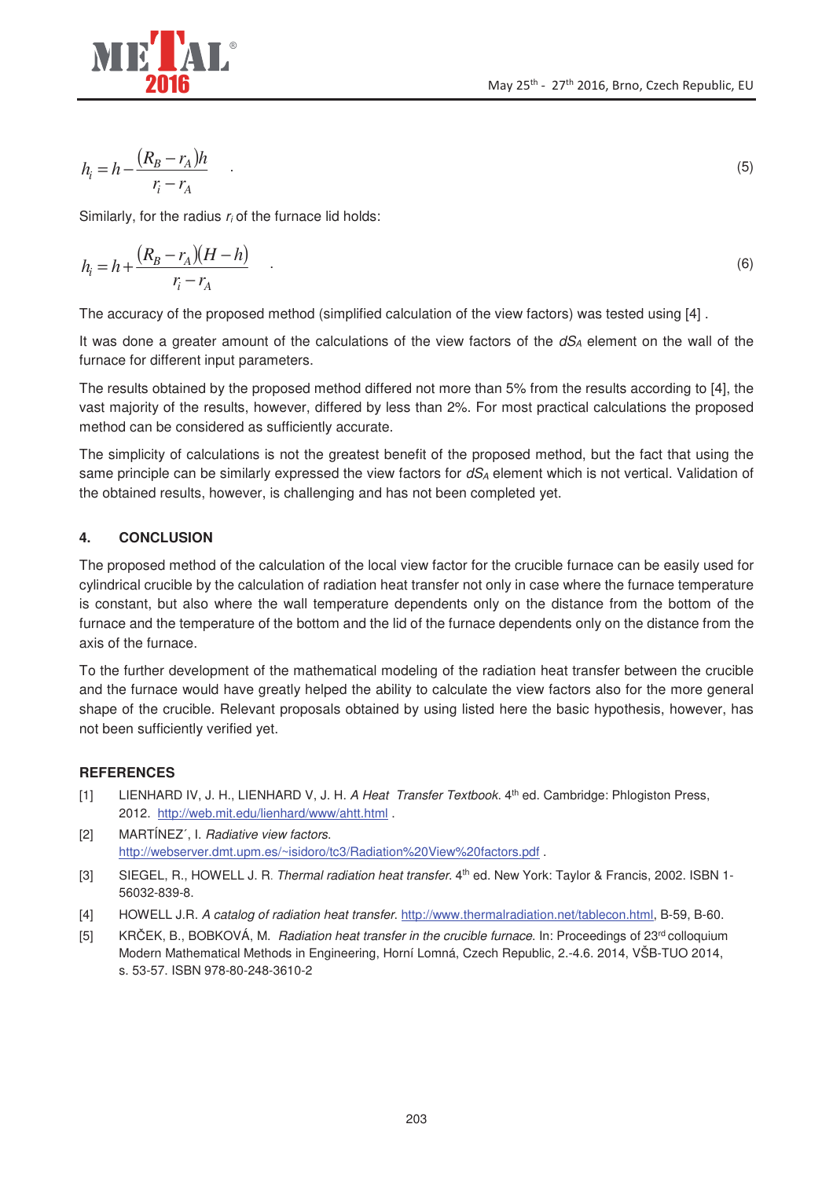$$h_i = h - \frac{(R_B - r_A)h}{r_i - r_A} \quad . \tag{5}$$

Similarly, for the radius $r_i$ of the furnace lid holds:

$$h_i = h + \frac{(R_B - r_A)(H - h)}{r_i - r_A} \quad . \tag{6}$$

The accuracy of the proposed method (simplified calculation of the view factors) was tested using [4] .

It was done a greater amount of the calculations of the view factors of the $dS_A$ element on the wall of the furnace for different input parameters.

The results obtained by the proposed method differed not more than 5% from the results according to [4], the vast majority of the results, however, differed by less than 2%. For most practical calculations the proposed method can be considered as sufficiently accurate.

The simplicity of calculations is not the greatest benefit of the proposed method, but the fact that using the same principle can be similarly expressed the view factors for $dS_A$ element which is not vertical. Validation of the obtained results, however, is challenging and has not been completed yet.

## 4. CONCLUSION

The proposed method of the calculation of the local view factor for the crucible furnace can be easily used for cylindrical crucible by the calculation of radiation heat transfer not only in case where the furnace temperature is constant, but also where the wall temperature dependents only on the distance from the bottom of the furnace and the temperature of the bottom and the lid of the furnace dependents only on the distance from the axis of the furnace.

To the further development of the mathematical modeling of the radiation heat transfer between the crucible and the furnace would have greatly helped the ability to calculate the view factors also for the more general shape of the crucible. Relevant proposals obtained by using listed here the basic hypothesis, however, has not been sufficiently verified yet.

## REFERENCES

[1] LIENHARD IV, J. H., LIENHARD V, J. H. *A Heat Transfer Textbook*. 4th ed. Cambridge: Phlogiston Press, 2012. http://web.mit.edu/lienhard/www/ahtt.html .

[2] MARTÍNEZ´, I. *Radiative view factors*. http://webserver.dmt.upm.es/~isidoro/tc3/Radiation%20View%20factors.pdf .

[3] SIEGEL, R., HOWELL J. R. *Thermal radiation heat transfer*. 4th ed. New York: Taylor & Francis, 2002. ISBN 1-56032-839-8.

[4] HOWELL J.R. *A catalog of radiation heat transfer*. http://www.thermalradiation.net/tablecon.html, B-59, B-60.

[5] KRČEK, B., BOBKOVÁ, M. *Radiation heat transfer in the crucible furnace*. In: Proceedings of 23rd colloquium Modern Mathematical Methods in Engineering, Horní Lomná, Czech Republic, 2.-4.6. 2014, VŠB-TUO 2014, s. 53-57. ISBN 978-80-248-3610-2